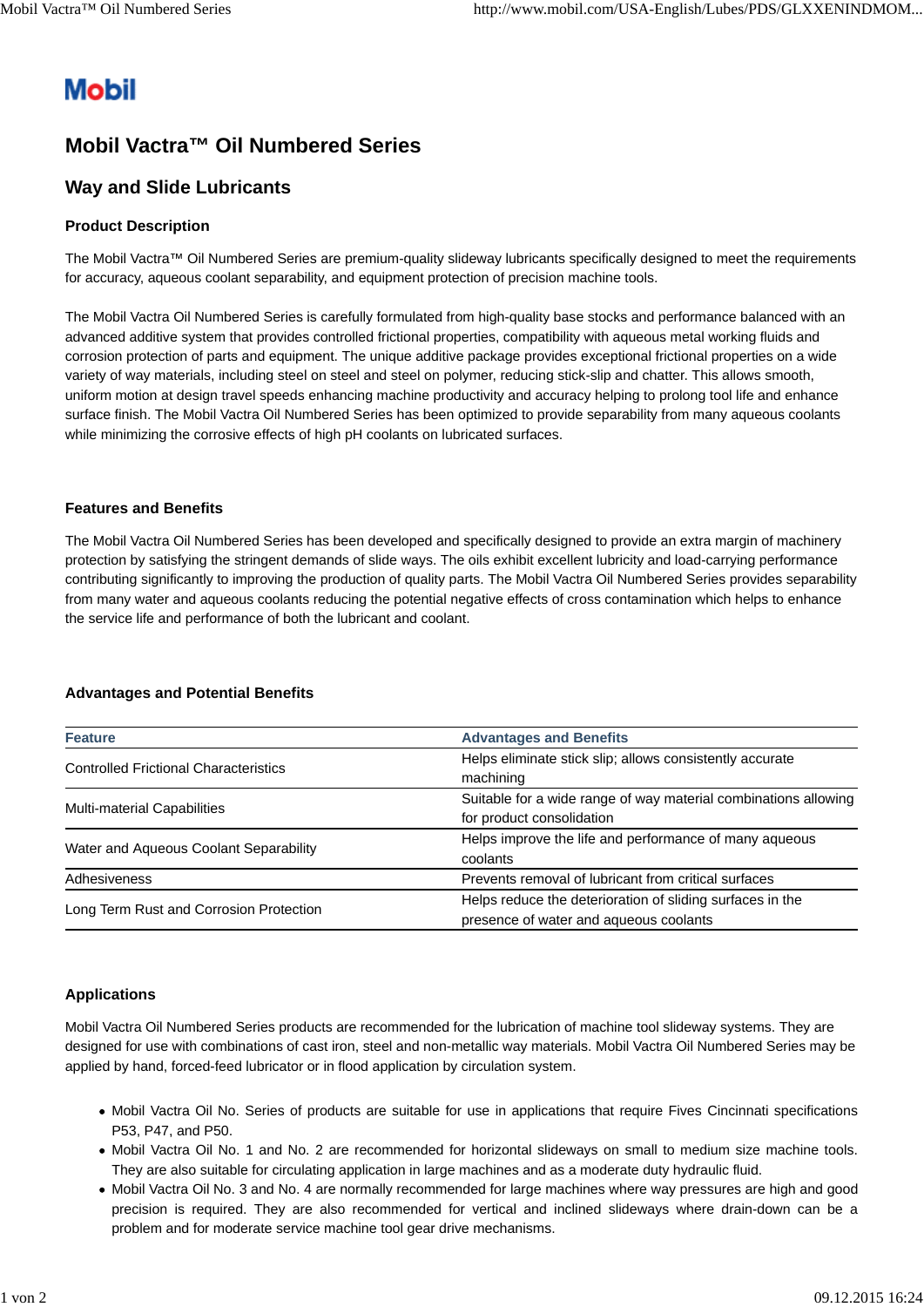Mobil

# Mobil Vactra™ Oil Numbered Series

## Way and Slide Lubricants

### Product Description

The Mobil Vactra™ Oil Numbered Series are premium-quality slideway lubricants specifically designed to meet the requirements for accuracy, aqueous coolant separability, and equipment protection of precision machine tools.

The Mobil Vactra Oil Numbered Series is carefully formulated from high-quality base stocks and performance balanced with an advanced additive system that provides controlled frictional properties, compatibility with aqueous metal working fluids and corrosion protection of parts and equipment. The unique additive package provides exceptional frictional properties on a wide variety of way materials, including steel on steel and steel on polymer, reducing stick-slip and chatter. This allows smooth, uniform motion at design travel speeds enhancing machine productivity and accuracy helping to prolong tool life and enhance surface finish. The Mobil Vactra Oil Numbered Series has been optimized to provide separability from many aqueous coolants while minimizing the corrosive effects of high pH coolants on lubricated surfaces.

### Features and Benefits

The Mobil Vactra Oil Numbered Series has been developed and specifically designed to provide an extra margin of machinery protection by satisfying the stringent demands of slide ways. The oils exhibit excellent lubricity and load-carrying performance contributing significantly to improving the production of quality parts. The Mobil Vactra Oil Numbered Series provides separability from many water and aqueous coolants reducing the potential negative effects of cross contamination which helps to enhance the service life and performance of both the lubricant and coolant.

### Advantages and Potential Benefits

| Feature | Advantages and Benefits |
|---|---|
| Controlled Frictional Characteristics | Helps eliminate stick slip; allows consistently accurate machining |
| Multi-material Capabilities | Suitable for a wide range of way material combinations allowing for product consolidation |
| Water and Aqueous Coolant Separability | Helps improve the life and performance of many aqueous coolants |
| Adhesiveness | Prevents removal of lubricant from critical surfaces |
| Long Term Rust and Corrosion Protection | Helps reduce the deterioration of sliding surfaces in the presence of water and aqueous coolants |

### Applications

Mobil Vactra Oil Numbered Series products are recommended for the lubrication of machine tool slideway systems. They are designed for use with combinations of cast iron, steel and non-metallic way materials. Mobil Vactra Oil Numbered Series may be applied by hand, forced-feed lubricator or in flood application by circulation system.

- Mobil Vactra Oil No. Series of products are suitable for use in applications that require Fives Cincinnati specifications P53, P47, and P50.
- Mobil Vactra Oil No. 1 and No. 2 are recommended for horizontal slideways on small to medium size machine tools. They are also suitable for circulating application in large machines and as a moderate duty hydraulic fluid.
- Mobil Vactra Oil No. 3 and No. 4 are normally recommended for large machines where way pressures are high and good precision is required. They are also recommended for vertical and inclined slideways where drain-down can be a problem and for moderate service machine tool gear drive mechanisms.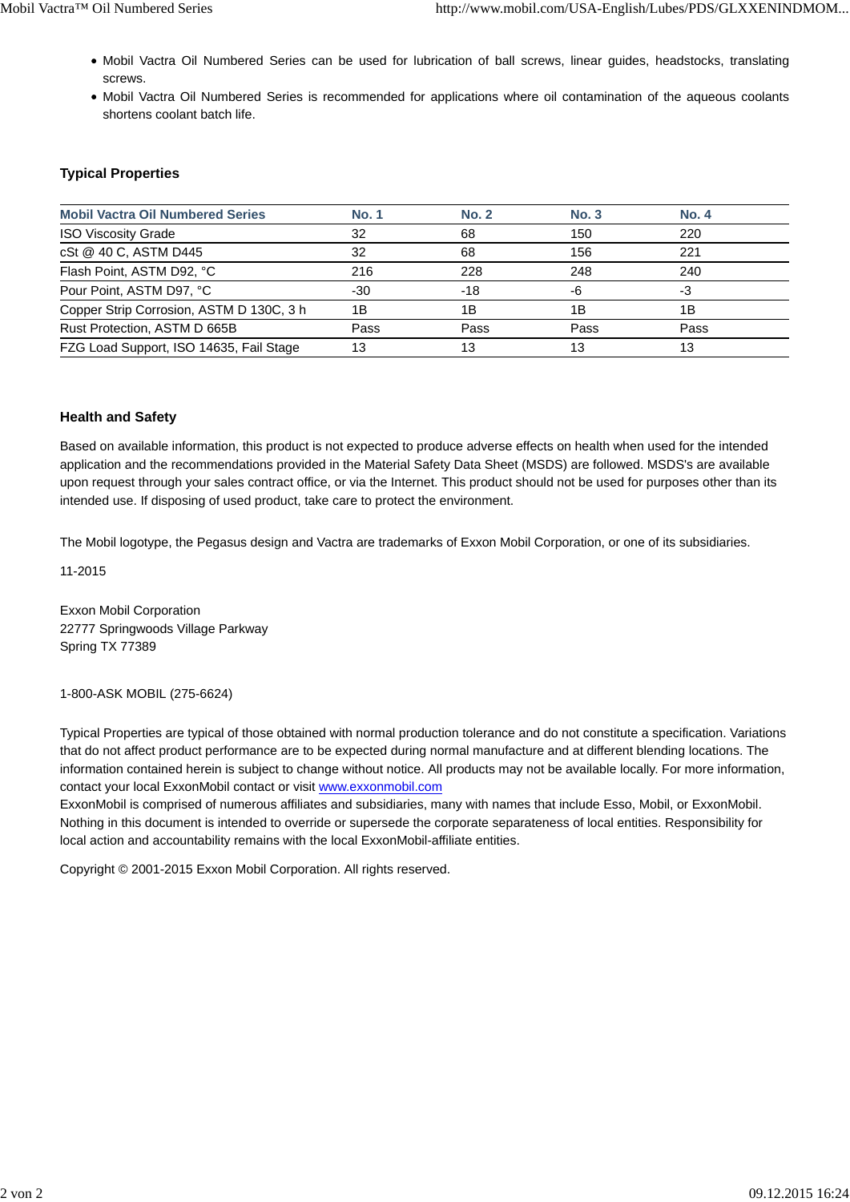- Mobil Vactra Oil Numbered Series can be used for lubrication of ball screws, linear guides, headstocks, translating screws.
- Mobil Vactra Oil Numbered Series is recommended for applications where oil contamination of the aqueous coolants shortens coolant batch life.

### Typical Properties

| Mobil Vactra Oil Numbered Series | No. 1 | No. 2 | No. 3 | No. 4 |
|---|---|---|---|---|
| ISO Viscosity Grade | 32 | 68 | 150 | 220 |
| cSt @ 40 C, ASTM D445 | 32 | 68 | 156 | 221 |
| Flash Point, ASTM D92, °C | 216 | 228 | 248 | 240 |
| Pour Point, ASTM D97, °C | -30 | -18 | -6 | -3 |
| Copper Strip Corrosion, ASTM D 130C, 3 h | 1B | 1B | 1B | 1B |
| Rust Protection, ASTM D 665B | Pass | Pass | Pass | Pass |
| FZG Load Support, ISO 14635, Fail Stage | 13 | 13 | 13 | 13 |

### Health and Safety

Based on available information, this product is not expected to produce adverse effects on health when used for the intended application and the recommendations provided in the Material Safety Data Sheet (MSDS) are followed. MSDS's are available upon request through your sales contract office, or via the Internet. This product should not be used for purposes other than its intended use. If disposing of used product, take care to protect the environment.

The Mobil logotype, the Pegasus design and Vactra are trademarks of Exxon Mobil Corporation, or one of its subsidiaries.

11-2015

Exxon Mobil Corporation
22777 Springwoods Village Parkway
Spring TX 77389

1-800-ASK MOBIL (275-6624)

Typical Properties are typical of those obtained with normal production tolerance and do not constitute a specification. Variations that do not affect product performance are to be expected during normal manufacture and at different blending locations. The information contained herein is subject to change without notice. All products may not be available locally. For more information, contact your local ExxonMobil contact or visit www.exxonmobil.com
ExxonMobil is comprised of numerous affiliates and subsidiaries, many with names that include Esso, Mobil, or ExxonMobil. Nothing in this document is intended to override or supersede the corporate separateness of local entities. Responsibility for local action and accountability remains with the local ExxonMobil-affiliate entities.

Copyright © 2001-2015 Exxon Mobil Corporation. All rights reserved.